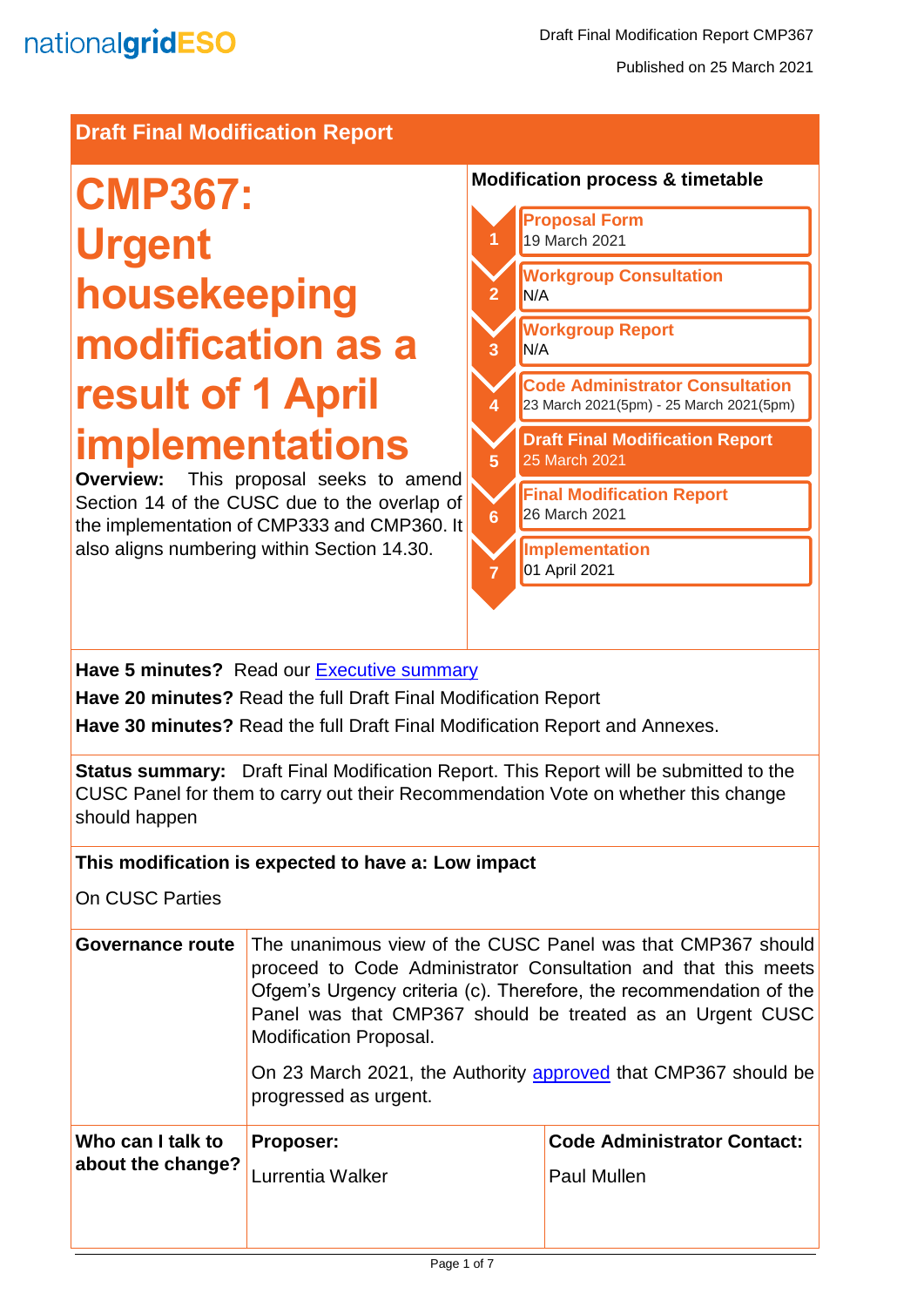nationalgridESO

Draft Final Modification Report CMP367

Published on 25 March 2021

## Draft Final Modification Report

# CMP367: Urgent housekeeping modification as a result of 1 April implementations

**Overview:** This proposal seeks to amend Section 14 of the CUSC due to the overlap of the implementation of CMP333 and CMP360. It also aligns numbering within Section 14.30.

### Modification process & timetable

1. **Proposal Form** – 19 March 2021
2. **Workgroup Consultation** – N/A
3. **Workgroup Report** – N/A
4. **Code Administrator Consultation** – 23 March 2021(5pm) - 25 March 2021(5pm)
5. **Draft Final Modification Report** – 25 March 2021
6. **Final Modification Report** – 26 March 2021
7. **Implementation** – 01 April 2021

**Have 5 minutes?** Read our Executive summary

**Have 20 minutes?** Read the full Draft Final Modification Report

**Have 30 minutes?** Read the full Draft Final Modification Report and Annexes.

**Status summary:** Draft Final Modification Report. This Report will be submitted to the CUSC Panel for them to carry out their Recommendation Vote on whether this change should happen

**This modification is expected to have a: Low impact**

On CUSC Parties

| | | |
|---|---|---|
| **Governance route** | The unanimous view of the CUSC Panel was that CMP367 should proceed to Code Administrator Consultation and that this meets Ofgem's Urgency criteria (c). Therefore, the recommendation of the Panel was that CMP367 should be treated as an Urgent CUSC Modification Proposal. On 23 March 2021, the Authority approved that CMP367 should be progressed as urgent. | |
| **Who can I talk to about the change?** | **Proposer:** Lurrentia Walker | **Code Administrator Contact:** Paul Mullen |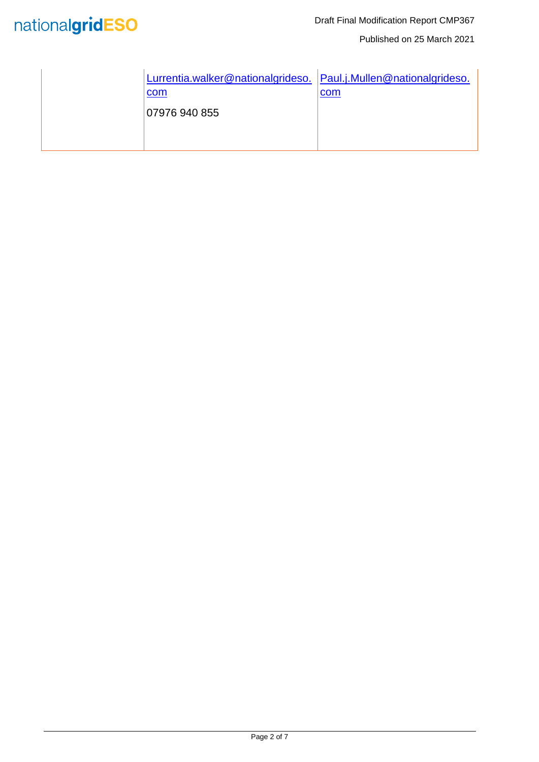| | | |
|---|---|---|
| | Lurrentia.walker@nationalgrideso.com<br><br>07976 940 855 | Paul.j.Mullen@nationalgrideso.com |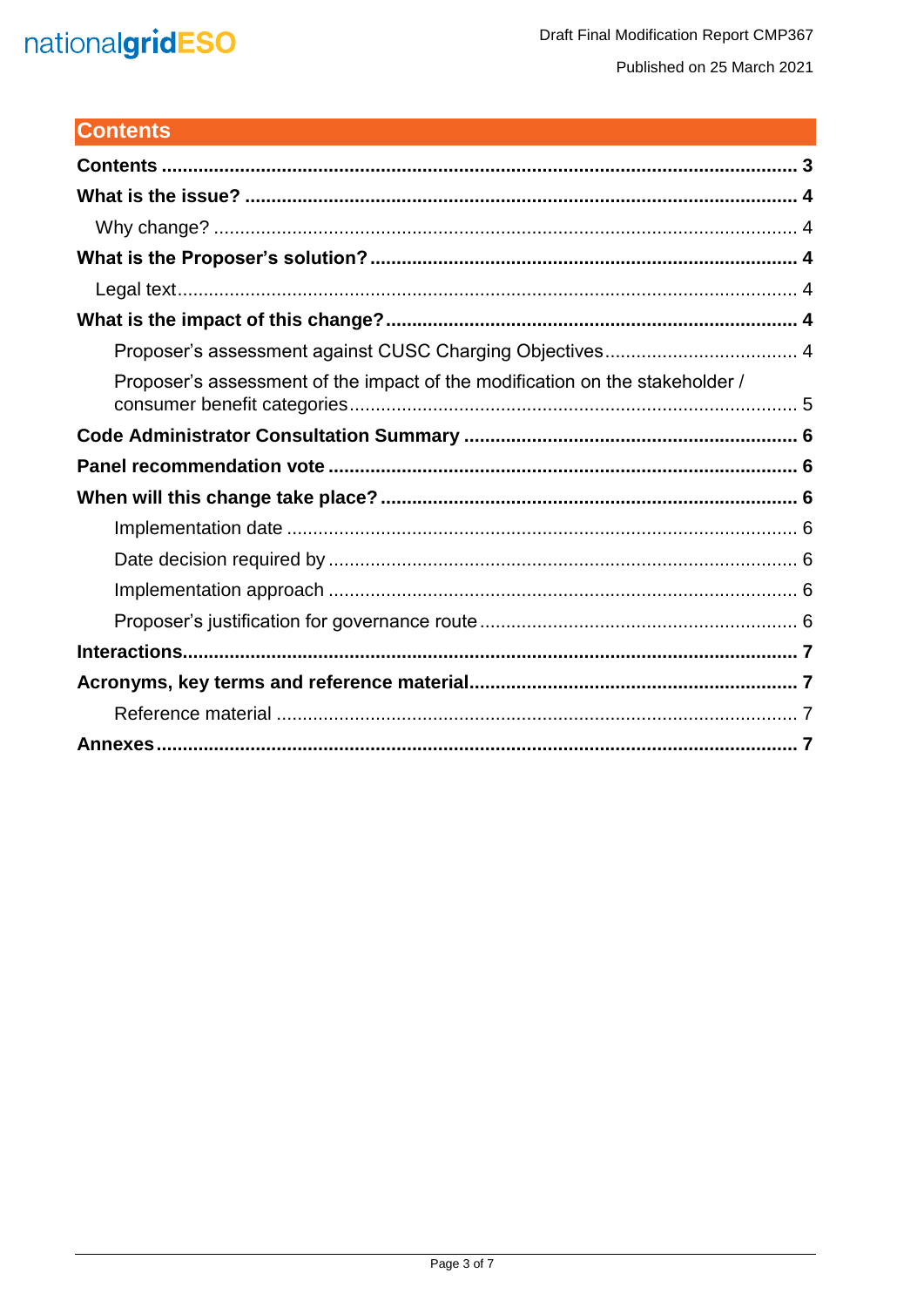# Contents

**Contents** ........................................................................................................ **3**

**What is the issue?** ........................................................................................ **4**

Why change? .................................................................................................. 4

**What is the Proposer's solution?** ................................................................... **4**

Legal text ......................................................................................................... 4

**What is the impact of this change?** ............................................................... **4**

Proposer's assessment against CUSC Charging Objectives ................................. 4

Proposer's assessment of the impact of the modification on the stakeholder / consumer benefit categories ........................................................................... 5

**Code Administrator Consultation Summary** .................................................. **6**

**Panel recommendation vote** ......................................................................... **6**

**When will this change take place?** ............................................................... **6**

Implementation date ........................................................................................ 6

Date decision required by ................................................................................. 6

Implementation approach .................................................................................. 6

Proposer's justification for governance route ...................................................... 6

**Interactions** ................................................................................................... **7**

**Acronyms, key terms and reference material** ................................................ **7**

Reference material ............................................................................................ 7

**Annexes** ........................................................................................................ **7**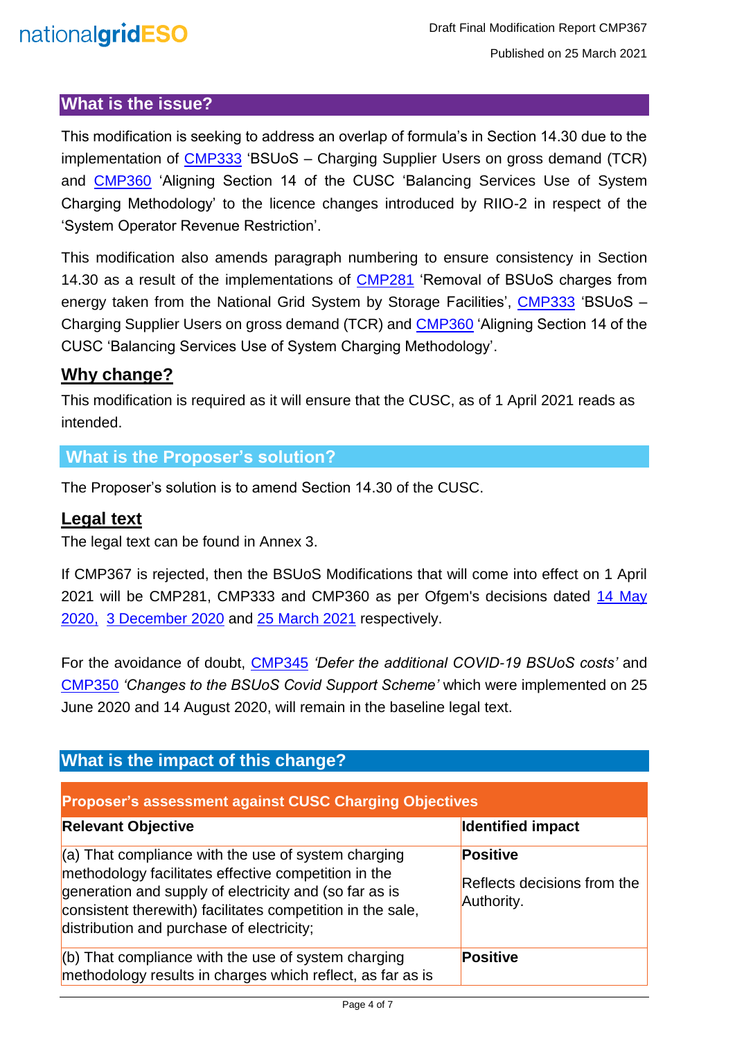## What is the issue?

This modification is seeking to address an overlap of formula's in Section 14.30 due to the implementation of CMP333 'BSUoS – Charging Supplier Users on gross demand (TCR) and CMP360 'Aligning Section 14 of the CUSC 'Balancing Services Use of System Charging Methodology' to the licence changes introduced by RIIO-2 in respect of the 'System Operator Revenue Restriction'.

This modification also amends paragraph numbering to ensure consistency in Section 14.30 as a result of the implementations of CMP281 'Removal of BSUoS charges from energy taken from the National Grid System by Storage Facilities', CMP333 'BSUoS – Charging Supplier Users on gross demand (TCR) and CMP360 'Aligning Section 14 of the CUSC 'Balancing Services Use of System Charging Methodology'.

### Why change?

This modification is required as it will ensure that the CUSC, as of 1 April 2021 reads as intended.

## What is the Proposer's solution?

The Proposer's solution is to amend Section 14.30 of the CUSC.

### Legal text

The legal text can be found in Annex 3.

If CMP367 is rejected, then the BSUoS Modifications that will come into effect on 1 April 2021 will be CMP281, CMP333 and CMP360 as per Ofgem's decisions dated 14 May 2020, 3 December 2020 and 25 March 2021 respectively.

For the avoidance of doubt, CMP345 *'Defer the additional COVID-19 BSUoS costs'* and CMP350 *'Changes to the BSUoS Covid Support Scheme'* which were implemented on 25 June 2020 and 14 August 2020, will remain in the baseline legal text.

## What is the impact of this change?

| **Proposer's assessment against CUSC Charging Objectives** | |
|---|---|
| **Relevant Objective** | **Identified impact** |
| (a) That compliance with the use of system charging methodology facilitates effective competition in the generation and supply of electricity and (so far as is consistent therewith) facilitates competition in the sale, distribution and purchase of electricity; | **Positive**<br><br>Reflects decisions from the Authority. |
| (b) That compliance with the use of system charging methodology results in charges which reflect, as far as is | **Positive** |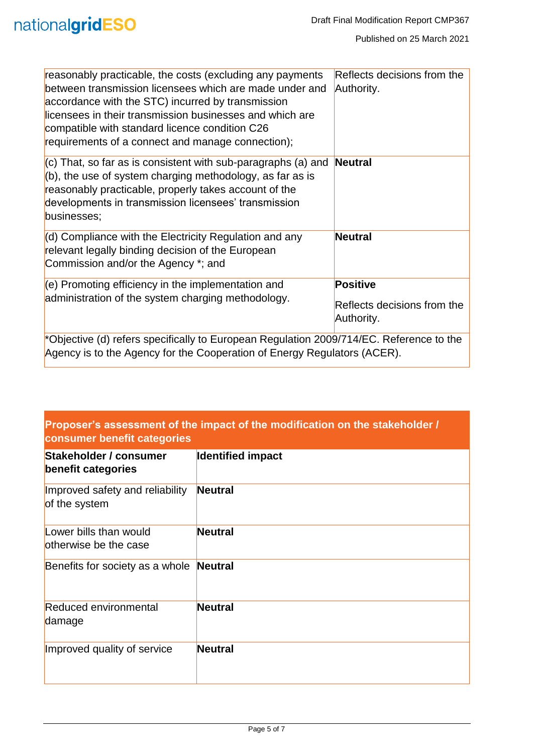| | |
|---|---|
| reasonably practicable, the costs (excluding any payments between transmission licensees which are made under and accordance with the STC) incurred by transmission licensees in their transmission businesses and which are compatible with standard licence condition C26 requirements of a connect and manage connection); | Reflects decisions from the Authority. |
| (c) That, so far as is consistent with sub-paragraphs (a) and (b), the use of system charging methodology, as far as is reasonably practicable, properly takes account of the developments in transmission licensees' transmission businesses; | **Neutral** |
| (d) Compliance with the Electricity Regulation and any relevant legally binding decision of the European Commission and/or the Agency *; and | **Neutral** |
| (e) Promoting efficiency in the implementation and administration of the system charging methodology. | **Positive** Reflects decisions from the Authority. |

*Objective (d) refers specifically to European Regulation 2009/714/EC. Reference to the Agency is to the Agency for the Cooperation of Energy Regulators (ACER).

**Proposer's assessment of the impact of the modification on the stakeholder / consumer benefit categories**

| Stakeholder / consumer benefit categories | Identified impact |
|---|---|
| Improved safety and reliability of the system | **Neutral** |
| Lower bills than would otherwise be the case | **Neutral** |
| Benefits for society as a whole | **Neutral** |
| Reduced environmental damage | **Neutral** |
| Improved quality of service | **Neutral** |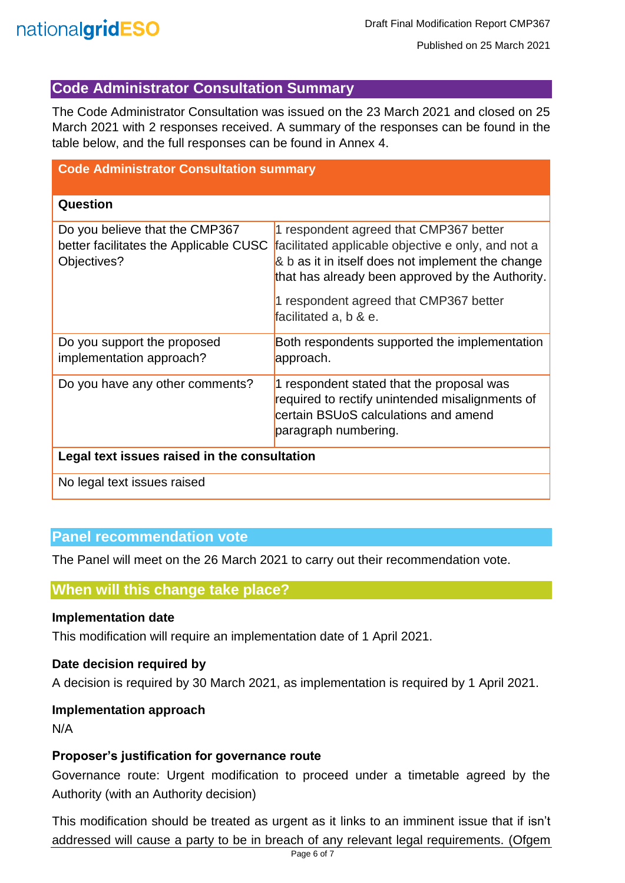## Code Administrator Consultation Summary

The Code Administrator Consultation was issued on the 23 March 2021 and closed on 25 March 2021 with 2 responses received. A summary of the responses can be found in the table below, and the full responses can be found in Annex 4.

| Code Administrator Consultation summary | |
|---|---|
| **Question** | |
| Do you believe that the CMP367 better facilitates the Applicable CUSC Objectives? | 1 respondent agreed that CMP367 better facilitated applicable objective e only, and not a & b as it in itself does not implement the change that has already been approved by the Authority.<br><br>1 respondent agreed that CMP367 better facilitated a, b & e. |
| Do you support the proposed implementation approach? | Both respondents supported the implementation approach. |
| Do you have any other comments? | 1 respondent stated that the proposal was required to rectify unintended misalignments of certain BSUoS calculations and amend paragraph numbering. |
| **Legal text issues raised in the consultation** | |
| No legal text issues raised | |

## Panel recommendation vote

The Panel will meet on the 26 March 2021 to carry out their recommendation vote.

## When will this change take place?

### Implementation date

This modification will require an implementation date of 1 April 2021.

### Date decision required by

A decision is required by 30 March 2021, as implementation is required by 1 April 2021.

### Implementation approach

N/A

### Proposer's justification for governance route

Governance route: Urgent modification to proceed under a timetable agreed by the Authority (with an Authority decision)

This modification should be treated as urgent as it links to an imminent issue that if isn't addressed will cause a party to be in breach of any relevant legal requirements. (Ofgem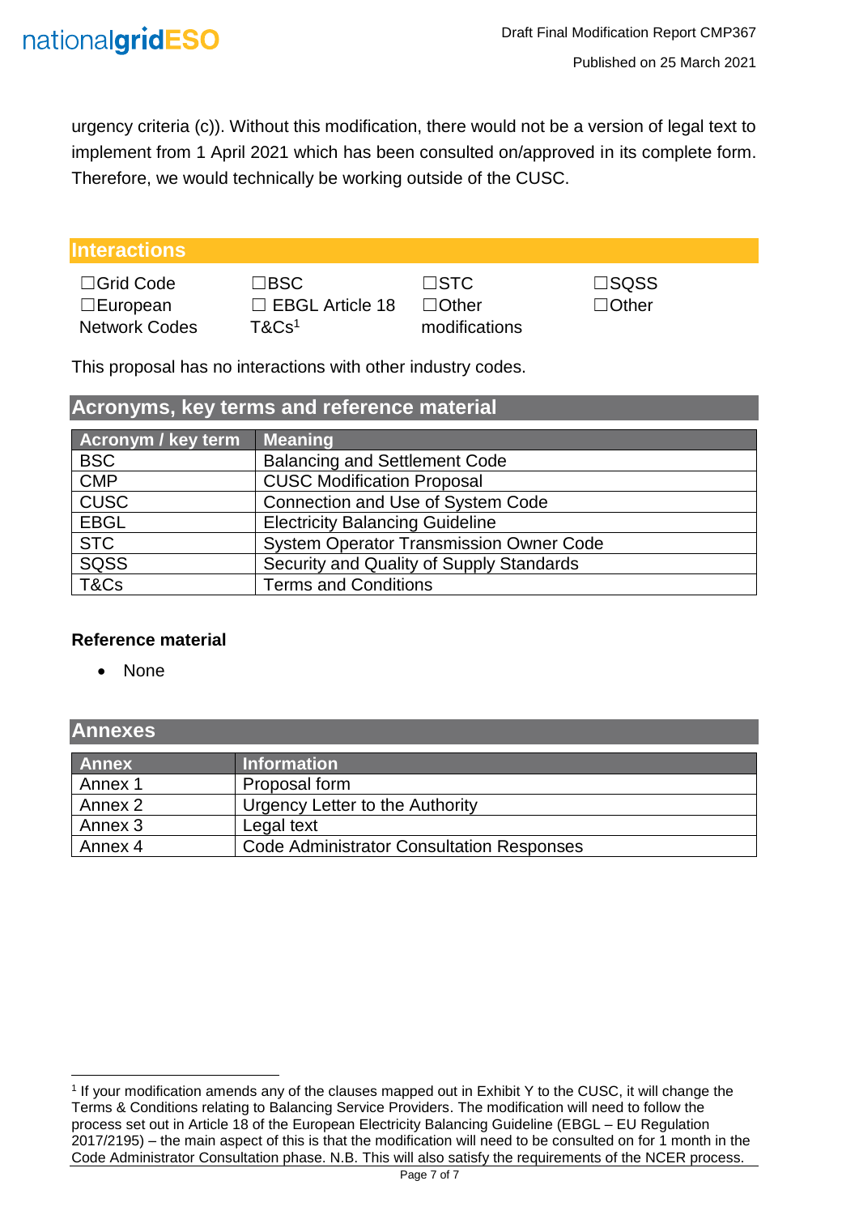urgency criteria (c)). Without this modification, there would not be a version of legal text to implement from 1 April 2021 which has been consulted on/approved in its complete form. Therefore, we would technically be working outside of the CUSC.

## Interactions

| | | | |
|---|---|---|---|
| ☐Grid Code | ☐BSC | ☐STC | ☐SQSS |
| ☐European Network Codes | ☐ EBGL Article 18 T&Cs[1] | ☐Other modifications | ☐Other |

This proposal has no interactions with other industry codes.

## Acronyms, key terms and reference material

| Acronym / key term | Meaning |
|---|---|
| BSC | Balancing and Settlement Code |
| CMP | CUSC Modification Proposal |
| CUSC | Connection and Use of System Code |
| EBGL | Electricity Balancing Guideline |
| STC | System Operator Transmission Owner Code |
| SQSS | Security and Quality of Supply Standards |
| T&Cs | Terms and Conditions |

**Reference material**

- None

## Annexes

| Annex | Information |
|---|---|
| Annex 1 | Proposal form |
| Annex 2 | Urgency Letter to the Authority |
| Annex 3 | Legal text |
| Annex 4 | Code Administrator Consultation Responses |

[1] If your modification amends any of the clauses mapped out in Exhibit Y to the CUSC, it will change the Terms & Conditions relating to Balancing Service Providers. The modification will need to follow the process set out in Article 18 of the European Electricity Balancing Guideline (EBGL – EU Regulation 2017/2195) – the main aspect of this is that the modification will need to be consulted on for 1 month in the Code Administrator Consultation phase. N.B. This will also satisfy the requirements of the NCER process.